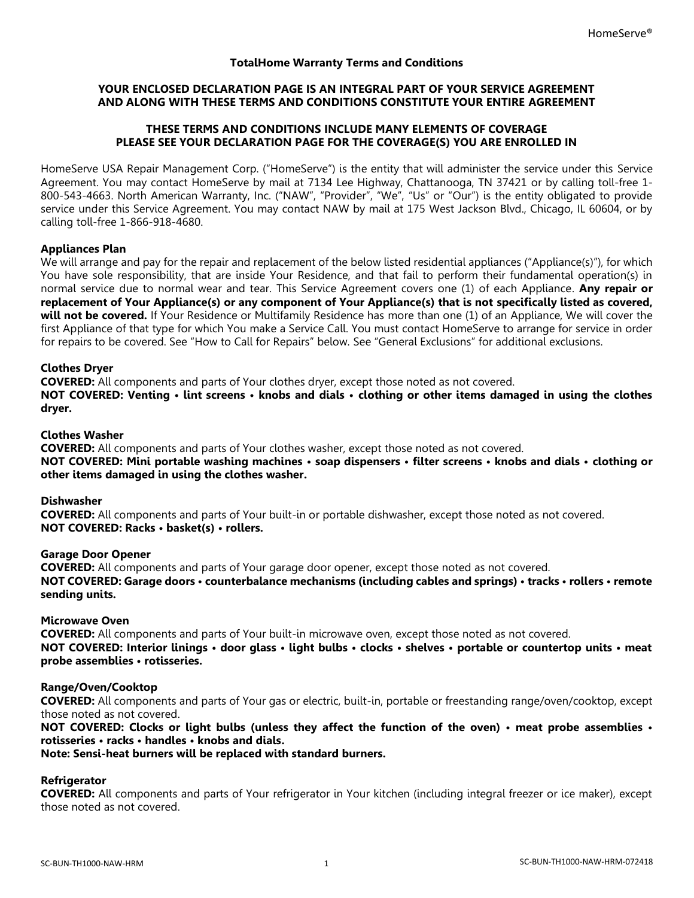# TotalHome Warranty Terms and Conditions

**YOUR ENCLOSED DECLARATION PAGE IS AN INTEGRAL PART OF YOUR SERVICE AGREEMENT AND ALONG WITH THESE TERMS AND CONDITIONS CONSTITUTE YOUR ENTIRE AGREEMENT**

**THESE TERMS AND CONDITIONS INCLUDE MANY ELEMENTS OF COVERAGE PLEASE SEE YOUR DECLARATION PAGE FOR THE COVERAGE(S) YOU ARE ENROLLED IN**

HomeServe USA Repair Management Corp. ("HomeServe") is the entity that will administer the service under this Service Agreement. You may contact HomeServe by mail at 7134 Lee Highway, Chattanooga, TN 37421 or by calling toll-free 1-800-543-4663. North American Warranty, Inc. ("NAW", "Provider", "We", "Us" or "Our") is the entity obligated to provide service under this Service Agreement. You may contact NAW by mail at 175 West Jackson Blvd., Chicago, IL 60604, or by calling toll-free 1-866-918-4680.

## Appliances Plan

We will arrange and pay for the repair and replacement of the below listed residential appliances ("Appliance(s)"), for which You have sole responsibility, that are inside Your Residence, and that fail to perform their fundamental operation(s) in normal service due to normal wear and tear. This Service Agreement covers one (1) of each Appliance. **Any repair or replacement of Your Appliance(s) or any component of Your Appliance(s) that is not specifically listed as covered, will not be covered.** If Your Residence or Multifamily Residence has more than one (1) of an Appliance, We will cover the first Appliance of that type for which You make a Service Call. You must contact HomeServe to arrange for service in order for repairs to be covered. See "How to Call for Repairs" below. See "General Exclusions" for additional exclusions.

### Clothes Dryer

**COVERED:** All components and parts of Your clothes dryer, except those noted as not covered.

**NOT COVERED: Venting • lint screens • knobs and dials • clothing or other items damaged in using the clothes dryer.**

### Clothes Washer

**COVERED:** All components and parts of Your clothes washer, except those noted as not covered.

**NOT COVERED: Mini portable washing machines • soap dispensers • filter screens • knobs and dials • clothing or other items damaged in using the clothes washer.**

### Dishwasher

**COVERED:** All components and parts of Your built-in or portable dishwasher, except those noted as not covered.

**NOT COVERED: Racks • basket(s) • rollers.**

### Garage Door Opener

**COVERED:** All components and parts of Your garage door opener, except those noted as not covered.

**NOT COVERED: Garage doors • counterbalance mechanisms (including cables and springs) • tracks • rollers • remote sending units.**

### Microwave Oven

**COVERED:** All components and parts of Your built-in microwave oven, except those noted as not covered.

**NOT COVERED: Interior linings • door glass • light bulbs • clocks • shelves • portable or countertop units • meat probe assemblies • rotisseries.**

### Range/Oven/Cooktop

**COVERED:** All components and parts of Your gas or electric, built-in, portable or freestanding range/oven/cooktop, except those noted as not covered.

**NOT COVERED: Clocks or light bulbs (unless they affect the function of the oven) • meat probe assemblies • rotisseries • racks • handles • knobs and dials.**

**Note: Sensi-heat burners will be replaced with standard burners.**

### Refrigerator

**COVERED:** All components and parts of Your refrigerator in Your kitchen (including integral freezer or ice maker), except those noted as not covered.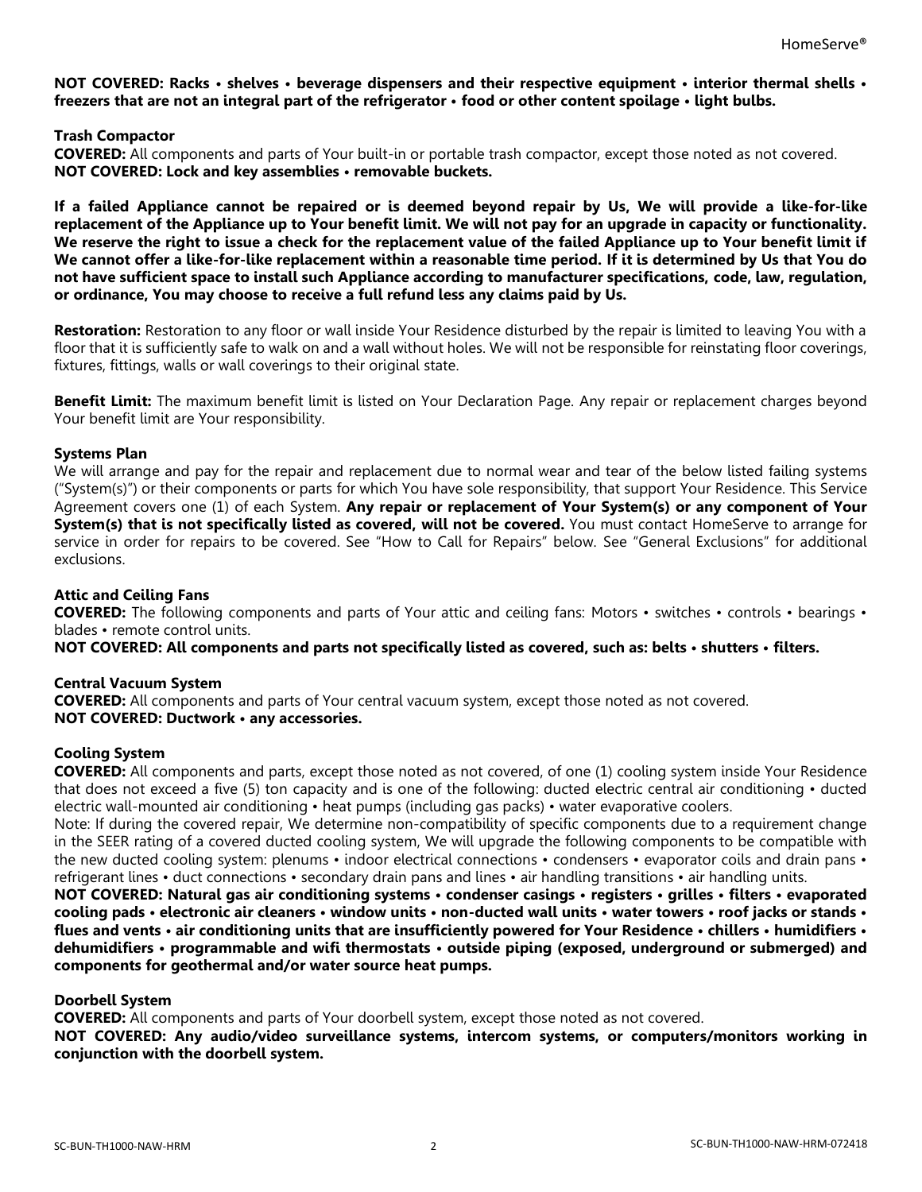**NOT COVERED: Racks • shelves • beverage dispensers and their respective equipment • interior thermal shells • freezers that are not an integral part of the refrigerator • food or other content spoilage • light bulbs.**

**Trash Compactor**

**COVERED:** All components and parts of Your built-in or portable trash compactor, except those noted as not covered.
**NOT COVERED: Lock and key assemblies • removable buckets.**

**If a failed Appliance cannot be repaired or is deemed beyond repair by Us, We will provide a like-for-like replacement of the Appliance up to Your benefit limit. We will not pay for an upgrade in capacity or functionality. We reserve the right to issue a check for the replacement value of the failed Appliance up to Your benefit limit if We cannot offer a like-for-like replacement within a reasonable time period. If it is determined by Us that You do not have sufficient space to install such Appliance according to manufacturer specifications, code, law, regulation, or ordinance, You may choose to receive a full refund less any claims paid by Us.**

**Restoration:** Restoration to any floor or wall inside Your Residence disturbed by the repair is limited to leaving You with a floor that it is sufficiently safe to walk on and a wall without holes. We will not be responsible for reinstating floor coverings, fixtures, fittings, walls or wall coverings to their original state.

**Benefit Limit:** The maximum benefit limit is listed on Your Declaration Page. Any repair or replacement charges beyond Your benefit limit are Your responsibility.

**Systems Plan**

We will arrange and pay for the repair and replacement due to normal wear and tear of the below listed failing systems ("System(s)") or their components or parts for which You have sole responsibility, that support Your Residence. This Service Agreement covers one (1) of each System. **Any repair or replacement of Your System(s) or any component of Your System(s) that is not specifically listed as covered, will not be covered.** You must contact HomeServe to arrange for service in order for repairs to be covered. See "How to Call for Repairs" below. See "General Exclusions" for additional exclusions.

**Attic and Ceiling Fans**

**COVERED:** The following components and parts of Your attic and ceiling fans: Motors • switches • controls • bearings • blades • remote control units.
**NOT COVERED: All components and parts not specifically listed as covered, such as: belts • shutters • filters.**

**Central Vacuum System**

**COVERED:** All components and parts of Your central vacuum system, except those noted as not covered.
**NOT COVERED: Ductwork • any accessories.**

**Cooling System**

**COVERED:** All components and parts, except those noted as not covered, of one (1) cooling system inside Your Residence that does not exceed a five (5) ton capacity and is one of the following: ducted electric central air conditioning • ducted electric wall-mounted air conditioning • heat pumps (including gas packs) • water evaporative coolers.

Note: If during the covered repair, We determine non-compatibility of specific components due to a requirement change in the SEER rating of a covered ducted cooling system, We will upgrade the following components to be compatible with the new ducted cooling system: plenums • indoor electrical connections • condensers • evaporator coils and drain pans • refrigerant lines • duct connections • secondary drain pans and lines • air handling transitions • air handling units.

**NOT COVERED: Natural gas air conditioning systems • condenser casings • registers • grilles • filters • evaporated cooling pads • electronic air cleaners • window units • non-ducted wall units • water towers • roof jacks or stands • flues and vents • air conditioning units that are insufficiently powered for Your Residence • chillers • humidifiers • dehumidifiers • programmable and wifi thermostats • outside piping (exposed, underground or submerged) and components for geothermal and/or water source heat pumps.**

**Doorbell System**

**COVERED:** All components and parts of Your doorbell system, except those noted as not covered.
**NOT COVERED: Any audio/video surveillance systems, intercom systems, or computers/monitors working in conjunction with the doorbell system.**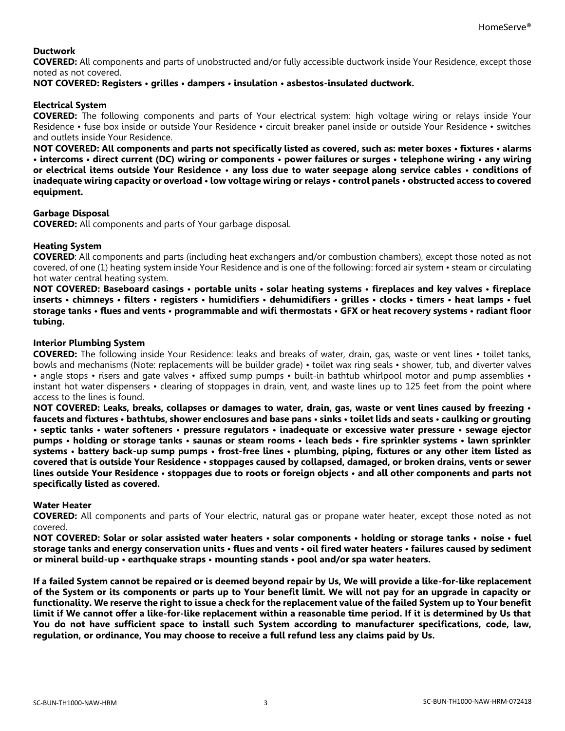**Ductwork**

**COVERED:** All components and parts of unobstructed and/or fully accessible ductwork inside Your Residence, except those noted as not covered.

**NOT COVERED: Registers • grilles • dampers • insulation • asbestos-insulated ductwork.**

**Electrical System**

**COVERED:** The following components and parts of Your electrical system: high voltage wiring or relays inside Your Residence • fuse box inside or outside Your Residence • circuit breaker panel inside or outside Your Residence • switches and outlets inside Your Residence.

**NOT COVERED: All components and parts not specifically listed as covered, such as: meter boxes • fixtures • alarms • intercoms • direct current (DC) wiring or components • power failures or surges • telephone wiring • any wiring or electrical items outside Your Residence • any loss due to water seepage along service cables • conditions of inadequate wiring capacity or overload • low voltage wiring or relays • control panels • obstructed access to covered equipment.**

**Garbage Disposal**

**COVERED:** All components and parts of Your garbage disposal.

**Heating System**

**COVERED**: All components and parts (including heat exchangers and/or combustion chambers), except those noted as not covered, of one (1) heating system inside Your Residence and is one of the following: forced air system • steam or circulating hot water central heating system.

**NOT COVERED: Baseboard casings • portable units • solar heating systems • fireplaces and key valves • fireplace inserts • chimneys • filters • registers • humidifiers • dehumidifiers • grilles • clocks • timers • heat lamps • fuel storage tanks • flues and vents • programmable and wifi thermostats • GFX or heat recovery systems • radiant floor tubing.**

**Interior Plumbing System**

**COVERED:** The following inside Your Residence: leaks and breaks of water, drain, gas, waste or vent lines • toilet tanks, bowls and mechanisms (Note: replacements will be builder grade) • toilet wax ring seals • shower, tub, and diverter valves • angle stops • risers and gate valves • affixed sump pumps • built-in bathtub whirlpool motor and pump assemblies • instant hot water dispensers • clearing of stoppages in drain, vent, and waste lines up to 125 feet from the point where access to the lines is found.

**NOT COVERED: Leaks, breaks, collapses or damages to water, drain, gas, waste or vent lines caused by freezing • faucets and fixtures • bathtubs, shower enclosures and base pans • sinks • toilet lids and seats • caulking or grouting • septic tanks • water softeners • pressure regulators • inadequate or excessive water pressure • sewage ejector pumps • holding or storage tanks • saunas or steam rooms • leach beds • fire sprinkler systems • lawn sprinkler systems • battery back-up sump pumps • frost-free lines • plumbing, piping, fixtures or any other item listed as covered that is outside Your Residence • stoppages caused by collapsed, damaged, or broken drains, vents or sewer lines outside Your Residence • stoppages due to roots or foreign objects • and all other components and parts not specifically listed as covered.**

**Water Heater**

**COVERED:** All components and parts of Your electric, natural gas or propane water heater, except those noted as not covered.

**NOT COVERED: Solar or solar assisted water heaters • solar components • holding or storage tanks • noise • fuel storage tanks and energy conservation units • flues and vents • oil fired water heaters • failures caused by sediment or mineral build-up • earthquake straps • mounting stands • pool and/or spa water heaters.**

**If a failed System cannot be repaired or is deemed beyond repair by Us, We will provide a like-for-like replacement of the System or its components or parts up to Your benefit limit. We will not pay for an upgrade in capacity or functionality. We reserve the right to issue a check for the replacement value of the failed System up to Your benefit limit if We cannot offer a like-for-like replacement within a reasonable time period. If it is determined by Us that You do not have sufficient space to install such System according to manufacturer specifications, code, law, regulation, or ordinance, You may choose to receive a full refund less any claims paid by Us.**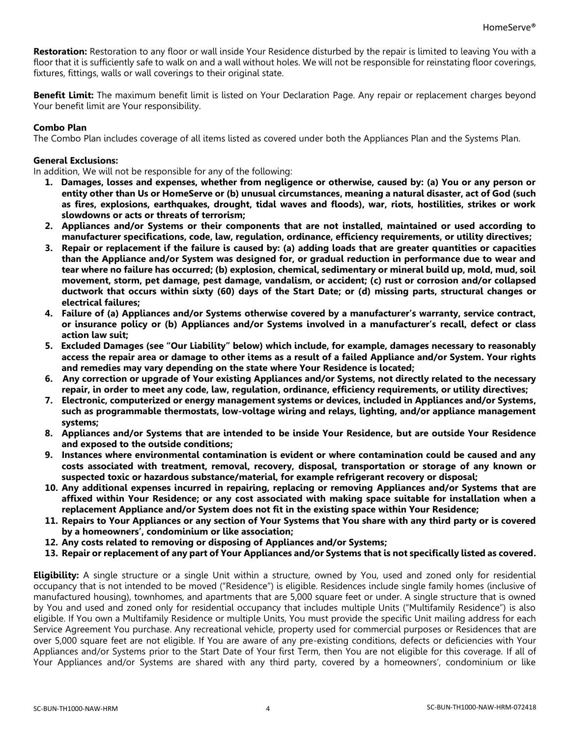**Restoration:** Restoration to any floor or wall inside Your Residence disturbed by the repair is limited to leaving You with a floor that it is sufficiently safe to walk on and a wall without holes. We will not be responsible for reinstating floor coverings, fixtures, fittings, walls or wall coverings to their original state.

**Benefit Limit:** The maximum benefit limit is listed on Your Declaration Page. Any repair or replacement charges beyond Your benefit limit are Your responsibility.

**Combo Plan**
The Combo Plan includes coverage of all items listed as covered under both the Appliances Plan and the Systems Plan.

**General Exclusions:**
In addition, We will not be responsible for any of the following:

1. **Damages, losses and expenses, whether from negligence or otherwise, caused by: (a) You or any person or entity other than Us or HomeServe or (b) unusual circumstances, meaning a natural disaster, act of God (such as fires, explosions, earthquakes, drought, tidal waves and floods), war, riots, hostilities, strikes or work slowdowns or acts or threats of terrorism;**
2. **Appliances and/or Systems or their components that are not installed, maintained or used according to manufacturer specifications, code, law, regulation, ordinance, efficiency requirements, or utility directives;**
3. **Repair or replacement if the failure is caused by: (a) adding loads that are greater quantities or capacities than the Appliance and/or System was designed for, or gradual reduction in performance due to wear and tear where no failure has occurred; (b) explosion, chemical, sedimentary or mineral build up, mold, mud, soil movement, storm, pet damage, pest damage, vandalism, or accident; (c) rust or corrosion and/or collapsed ductwork that occurs within sixty (60) days of the Start Date; or (d) missing parts, structural changes or electrical failures;**
4. **Failure of (a) Appliances and/or Systems otherwise covered by a manufacturer's warranty, service contract, or insurance policy or (b) Appliances and/or Systems involved in a manufacturer's recall, defect or class action law suit;**
5. **Excluded Damages (see "Our Liability" below) which include, for example, damages necessary to reasonably access the repair area or damage to other items as a result of a failed Appliance and/or System. Your rights and remedies may vary depending on the state where Your Residence is located;**
6. **Any correction or upgrade of Your existing Appliances and/or Systems, not directly related to the necessary repair, in order to meet any code, law, regulation, ordinance, efficiency requirements, or utility directives;**
7. **Electronic, computerized or energy management systems or devices, included in Appliances and/or Systems, such as programmable thermostats, low-voltage wiring and relays, lighting, and/or appliance management systems;**
8. **Appliances and/or Systems that are intended to be inside Your Residence, but are outside Your Residence and exposed to the outside conditions;**
9. **Instances where environmental contamination is evident or where contamination could be caused and any costs associated with treatment, removal, recovery, disposal, transportation or storage of any known or suspected toxic or hazardous substance/material, for example refrigerant recovery or disposal;**
10. **Any additional expenses incurred in repairing, replacing or removing Appliances and/or Systems that are affixed within Your Residence; or any cost associated with making space suitable for installation when a replacement Appliance and/or System does not fit in the existing space within Your Residence;**
11. **Repairs to Your Appliances or any section of Your Systems that You share with any third party or is covered by a homeowners', condominium or like association;**
12. **Any costs related to removing or disposing of Appliances and/or Systems;**
13. **Repair or replacement of any part of Your Appliances and/or Systems that is not specifically listed as covered.**

**Eligibility:** A single structure or a single Unit within a structure, owned by You, used and zoned only for residential occupancy that is not intended to be moved ("Residence") is eligible. Residences include single family homes (inclusive of manufactured housing), townhomes, and apartments that are 5,000 square feet or under. A single structure that is owned by You and used and zoned only for residential occupancy that includes multiple Units ("Multifamily Residence") is also eligible. If You own a Multifamily Residence or multiple Units, You must provide the specific Unit mailing address for each Service Agreement You purchase. Any recreational vehicle, property used for commercial purposes or Residences that are over 5,000 square feet are not eligible. If You are aware of any pre-existing conditions, defects or deficiencies with Your Appliances and/or Systems prior to the Start Date of Your first Term, then You are not eligible for this coverage. If all of Your Appliances and/or Systems are shared with any third party, covered by a homeowners', condominium or like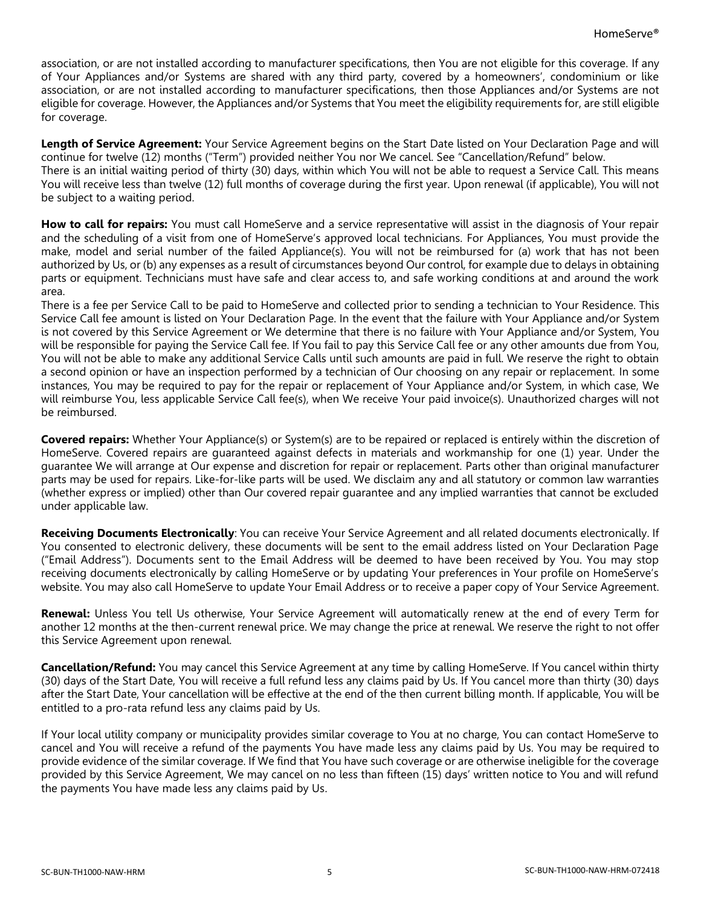association, or are not installed according to manufacturer specifications, then You are not eligible for this coverage. If any of Your Appliances and/or Systems are shared with any third party, covered by a homeowners', condominium or like association, or are not installed according to manufacturer specifications, then those Appliances and/or Systems are not eligible for coverage. However, the Appliances and/or Systems that You meet the eligibility requirements for, are still eligible for coverage.

**Length of Service Agreement:** Your Service Agreement begins on the Start Date listed on Your Declaration Page and will continue for twelve (12) months ("Term") provided neither You nor We cancel. See "Cancellation/Refund" below.
There is an initial waiting period of thirty (30) days, within which You will not be able to request a Service Call. This means You will receive less than twelve (12) full months of coverage during the first year. Upon renewal (if applicable), You will not be subject to a waiting period.

**How to call for repairs:** You must call HomeServe and a service representative will assist in the diagnosis of Your repair and the scheduling of a visit from one of HomeServe's approved local technicians. For Appliances, You must provide the make, model and serial number of the failed Appliance(s). You will not be reimbursed for (a) work that has not been authorized by Us, or (b) any expenses as a result of circumstances beyond Our control, for example due to delays in obtaining parts or equipment. Technicians must have safe and clear access to, and safe working conditions at and around the work area.
There is a fee per Service Call to be paid to HomeServe and collected prior to sending a technician to Your Residence. This Service Call fee amount is listed on Your Declaration Page. In the event that the failure with Your Appliance and/or System is not covered by this Service Agreement or We determine that there is no failure with Your Appliance and/or System, You will be responsible for paying the Service Call fee. If You fail to pay this Service Call fee or any other amounts due from You, You will not be able to make any additional Service Calls until such amounts are paid in full. We reserve the right to obtain a second opinion or have an inspection performed by a technician of Our choosing on any repair or replacement. In some instances, You may be required to pay for the repair or replacement of Your Appliance and/or System, in which case, We will reimburse You, less applicable Service Call fee(s), when We receive Your paid invoice(s). Unauthorized charges will not be reimbursed.

**Covered repairs:** Whether Your Appliance(s) or System(s) are to be repaired or replaced is entirely within the discretion of HomeServe. Covered repairs are guaranteed against defects in materials and workmanship for one (1) year. Under the guarantee We will arrange at Our expense and discretion for repair or replacement. Parts other than original manufacturer parts may be used for repairs. Like-for-like parts will be used. We disclaim any and all statutory or common law warranties (whether express or implied) other than Our covered repair guarantee and any implied warranties that cannot be excluded under applicable law.

**Receiving Documents Electronically**: You can receive Your Service Agreement and all related documents electronically. If You consented to electronic delivery, these documents will be sent to the email address listed on Your Declaration Page ("Email Address"). Documents sent to the Email Address will be deemed to have been received by You. You may stop receiving documents electronically by calling HomeServe or by updating Your preferences in Your profile on HomeServe's website. You may also call HomeServe to update Your Email Address or to receive a paper copy of Your Service Agreement.

**Renewal:** Unless You tell Us otherwise, Your Service Agreement will automatically renew at the end of every Term for another 12 months at the then-current renewal price. We may change the price at renewal. We reserve the right to not offer this Service Agreement upon renewal.

**Cancellation/Refund:** You may cancel this Service Agreement at any time by calling HomeServe. If You cancel within thirty (30) days of the Start Date, You will receive a full refund less any claims paid by Us. If You cancel more than thirty (30) days after the Start Date, Your cancellation will be effective at the end of the then current billing month. If applicable, You will be entitled to a pro-rata refund less any claims paid by Us.

If Your local utility company or municipality provides similar coverage to You at no charge, You can contact HomeServe to cancel and You will receive a refund of the payments You have made less any claims paid by Us. You may be required to provide evidence of the similar coverage. If We find that You have such coverage or are otherwise ineligible for the coverage provided by this Service Agreement, We may cancel on no less than fifteen (15) days' written notice to You and will refund the payments You have made less any claims paid by Us.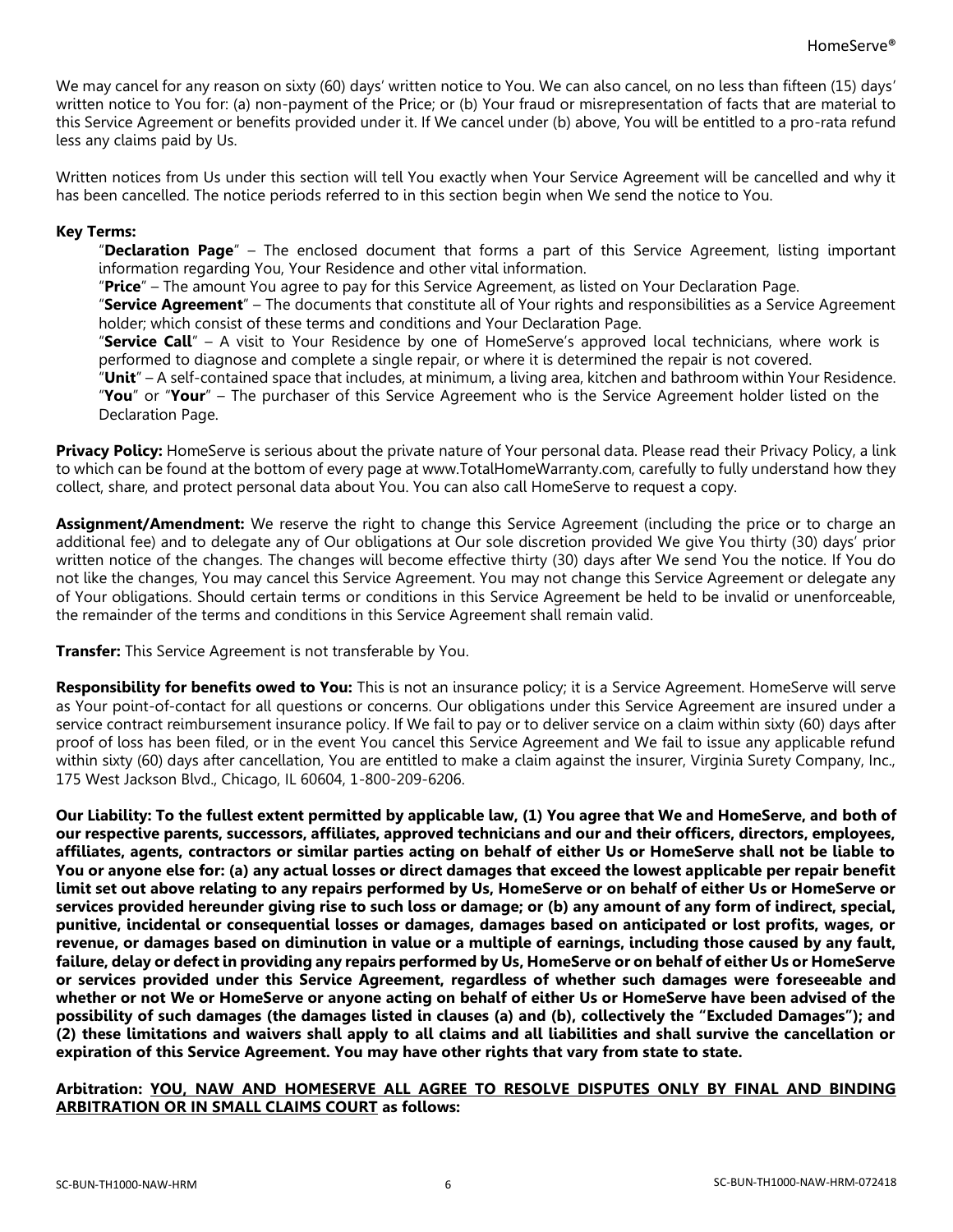We may cancel for any reason on sixty (60) days' written notice to You. We can also cancel, on no less than fifteen (15) days' written notice to You for: (a) non-payment of the Price; or (b) Your fraud or misrepresentation of facts that are material to this Service Agreement or benefits provided under it. If We cancel under (b) above, You will be entitled to a pro-rata refund less any claims paid by Us.

Written notices from Us under this section will tell You exactly when Your Service Agreement will be cancelled and why it has been cancelled. The notice periods referred to in this section begin when We send the notice to You.

**Key Terms:**

"**Declaration Page**" – The enclosed document that forms a part of this Service Agreement, listing important information regarding You, Your Residence and other vital information.

"**Price**" – The amount You agree to pay for this Service Agreement, as listed on Your Declaration Page.

"**Service Agreement**" – The documents that constitute all of Your rights and responsibilities as a Service Agreement holder; which consist of these terms and conditions and Your Declaration Page.

"**Service Call**" – A visit to Your Residence by one of HomeServe's approved local technicians, where work is performed to diagnose and complete a single repair, or where it is determined the repair is not covered.

"**Unit**" – A self-contained space that includes, at minimum, a living area, kitchen and bathroom within Your Residence.

"**You**" or "**Your**" – The purchaser of this Service Agreement who is the Service Agreement holder listed on the Declaration Page.

**Privacy Policy:** HomeServe is serious about the private nature of Your personal data. Please read their Privacy Policy, a link to which can be found at the bottom of every page at www.TotalHomeWarranty.com, carefully to fully understand how they collect, share, and protect personal data about You. You can also call HomeServe to request a copy.

**Assignment/Amendment:** We reserve the right to change this Service Agreement (including the price or to charge an additional fee) and to delegate any of Our obligations at Our sole discretion provided We give You thirty (30) days' prior written notice of the changes. The changes will become effective thirty (30) days after We send You the notice. If You do not like the changes, You may cancel this Service Agreement. You may not change this Service Agreement or delegate any of Your obligations. Should certain terms or conditions in this Service Agreement be held to be invalid or unenforceable, the remainder of the terms and conditions in this Service Agreement shall remain valid.

**Transfer:** This Service Agreement is not transferable by You.

**Responsibility for benefits owed to You:** This is not an insurance policy; it is a Service Agreement. HomeServe will serve as Your point-of-contact for all questions or concerns. Our obligations under this Service Agreement are insured under a service contract reimbursement insurance policy. If We fail to pay or to deliver service on a claim within sixty (60) days after proof of loss has been filed, or in the event You cancel this Service Agreement and We fail to issue any applicable refund within sixty (60) days after cancellation, You are entitled to make a claim against the insurer, Virginia Surety Company, Inc., 175 West Jackson Blvd., Chicago, IL 60604, 1-800-209-6206.

**Our Liability: To the fullest extent permitted by applicable law, (1) You agree that We and HomeServe, and both of our respective parents, successors, affiliates, approved technicians and our and their officers, directors, employees, affiliates, agents, contractors or similar parties acting on behalf of either Us or HomeServe shall not be liable to You or anyone else for: (a) any actual losses or direct damages that exceed the lowest applicable per repair benefit limit set out above relating to any repairs performed by Us, HomeServe or on behalf of either Us or HomeServe or services provided hereunder giving rise to such loss or damage; or (b) any amount of any form of indirect, special, punitive, incidental or consequential losses or damages, damages based on anticipated or lost profits, wages, or revenue, or damages based on diminution in value or a multiple of earnings, including those caused by any fault, failure, delay or defect in providing any repairs performed by Us, HomeServe or on behalf of either Us or HomeServe or services provided under this Service Agreement, regardless of whether such damages were foreseeable and whether or not We or HomeServe or anyone acting on behalf of either Us or HomeServe have been advised of the possibility of such damages (the damages listed in clauses (a) and (b), collectively the "Excluded Damages"); and (2) these limitations and waivers shall apply to all claims and all liabilities and shall survive the cancellation or expiration of this Service Agreement. You may have other rights that vary from state to state.**

**Arbitration: <u>YOU, NAW AND HOMESERVE ALL AGREE TO RESOLVE DISPUTES ONLY BY FINAL AND BINDING ARBITRATION OR IN SMALL CLAIMS COURT</u> as follows:**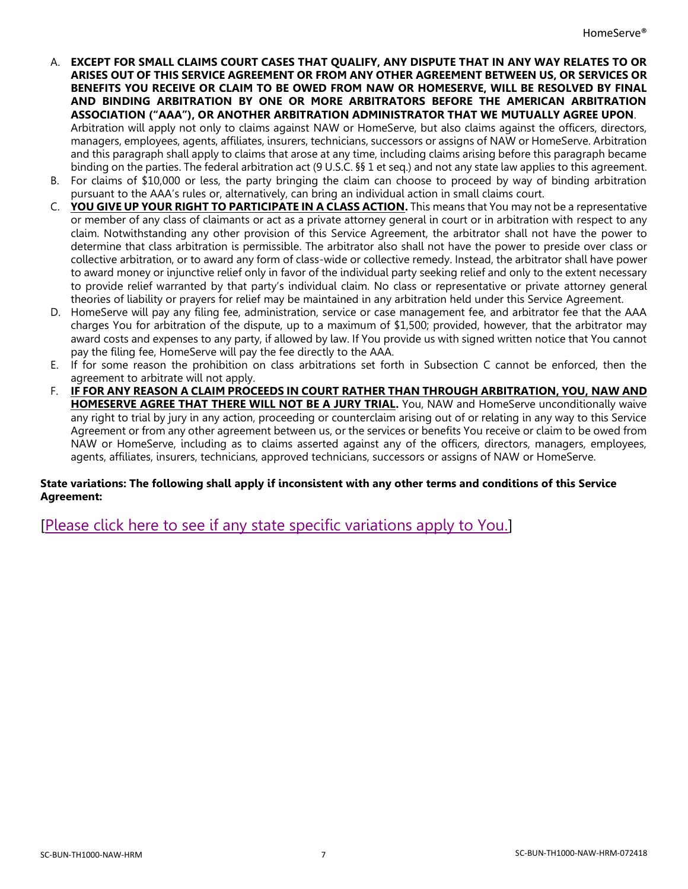A. **EXCEPT FOR SMALL CLAIMS COURT CASES THAT QUALIFY, ANY DISPUTE THAT IN ANY WAY RELATES TO OR ARISES OUT OF THIS SERVICE AGREEMENT OR FROM ANY OTHER AGREEMENT BETWEEN US, OR SERVICES OR BENEFITS YOU RECEIVE OR CLAIM TO BE OWED FROM NAW OR HOMESERVE, WILL BE RESOLVED BY FINAL AND BINDING ARBITRATION BY ONE OR MORE ARBITRATORS BEFORE THE AMERICAN ARBITRATION ASSOCIATION ("AAA"), OR ANOTHER ARBITRATION ADMINISTRATOR THAT WE MUTUALLY AGREE UPON**. Arbitration will apply not only to claims against NAW or HomeServe, but also claims against the officers, directors, managers, employees, agents, affiliates, insurers, technicians, successors or assigns of NAW or HomeServe. Arbitration and this paragraph shall apply to claims that arose at any time, including claims arising before this paragraph became binding on the parties. The federal arbitration act (9 U.S.C. §§ 1 et seq.) and not any state law applies to this agreement.

B. For claims of $10,000 or less, the party bringing the claim can choose to proceed by way of binding arbitration pursuant to the AAA's rules or, alternatively, can bring an individual action in small claims court.

C. **YOU GIVE UP YOUR RIGHT TO PARTICIPATE IN A CLASS ACTION.** This means that You may not be a representative or member of any class of claimants or act as a private attorney general in court or in arbitration with respect to any claim. Notwithstanding any other provision of this Service Agreement, the arbitrator shall not have the power to determine that class arbitration is permissible. The arbitrator also shall not have the power to preside over class or collective arbitration, or to award any form of class-wide or collective remedy. Instead, the arbitrator shall have power to award money or injunctive relief only in favor of the individual party seeking relief and only to the extent necessary to provide relief warranted by that party's individual claim. No class or representative or private attorney general theories of liability or prayers for relief may be maintained in any arbitration held under this Service Agreement.

D. HomeServe will pay any filing fee, administration, service or case management fee, and arbitrator fee that the AAA charges You for arbitration of the dispute, up to a maximum of $1,500; provided, however, that the arbitrator may award costs and expenses to any party, if allowed by law. If You provide us with signed written notice that You cannot pay the filing fee, HomeServe will pay the fee directly to the AAA.

E. If for some reason the prohibition on class arbitrations set forth in Subsection C cannot be enforced, then the agreement to arbitrate will not apply.

F. **IF FOR ANY REASON A CLAIM PROCEEDS IN COURT RATHER THAN THROUGH ARBITRATION, YOU, NAW AND HOMESERVE AGREE THAT THERE WILL NOT BE A JURY TRIAL.** You, NAW and HomeServe unconditionally waive any right to trial by jury in any action, proceeding or counterclaim arising out of or relating in any way to this Service Agreement or from any other agreement between us, or the services or benefits You receive or claim to be owed from NAW or HomeServe, including as to claims asserted against any of the officers, directors, managers, employees, agents, affiliates, insurers, technicians, approved technicians, successors or assigns of NAW or HomeServe.

**State variations: The following shall apply if inconsistent with any other terms and conditions of this Service Agreement:**

[Please click here to see if any state specific variations apply to You.]